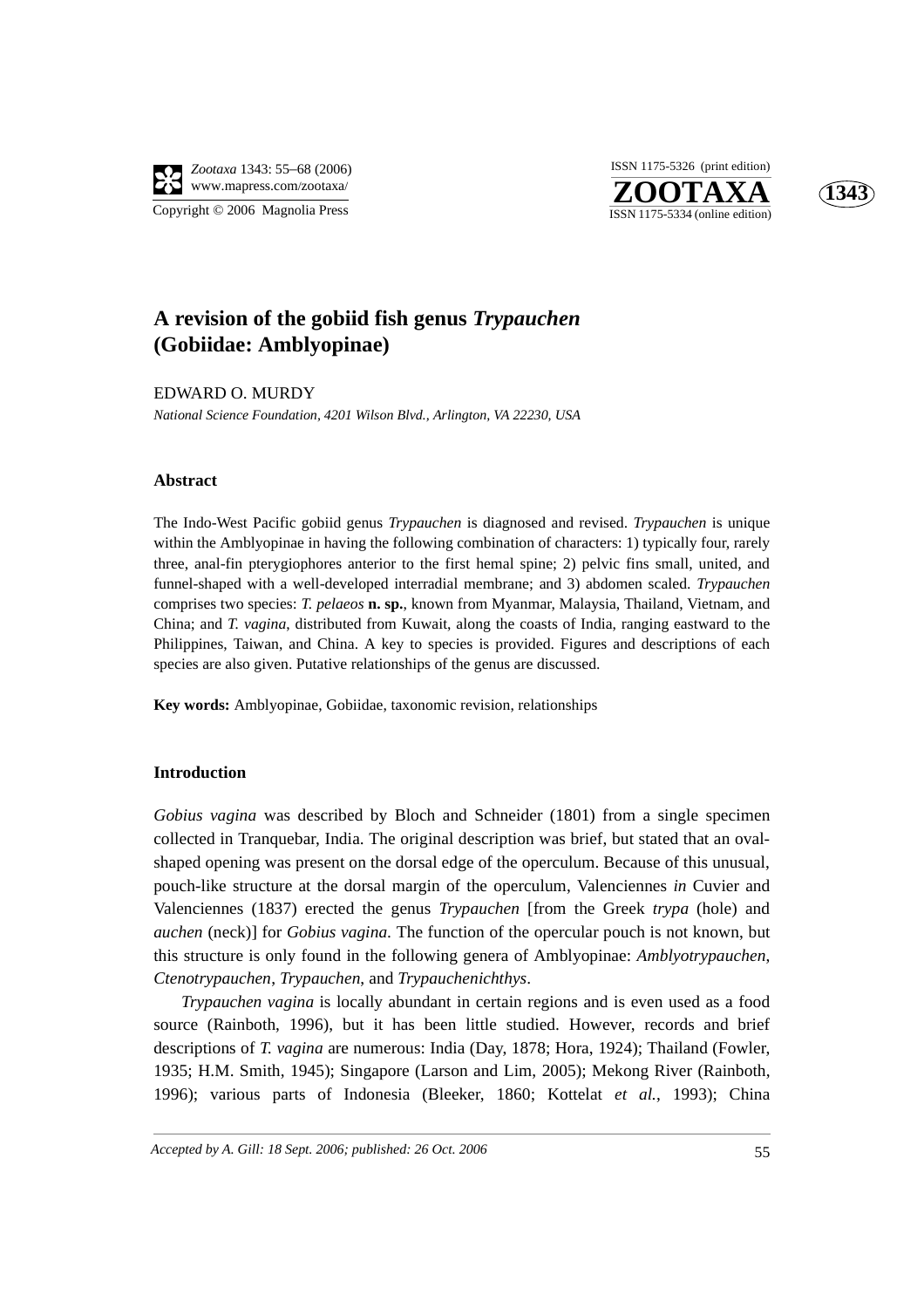# A revision of the gobiid fish genus *Trypauchen* (Gobiidae: Amblyopinae)

EDWARD O. MURDY

*National Science Foundation, 4201 Wilson Blvd., Arlington, VA 22230, USA*

### Abstract

The Indo-West Pacific gobiid genus *Trypauchen* is diagnosed and revised. *Trypauchen* is unique within the Amblyopinae in having the following combination of characters: 1) typically four, rarely three, anal-fin pterygiophores anterior to the first hemal spine; 2) pelvic fins small, united, and funnel-shaped with a well-developed interradial membrane; and 3) abdomen scaled. *Trypauchen* comprises two species: *T. pelaeos* **n. sp.**, known from Myanmar, Malaysia, Thailand, Vietnam, and China; and *T. vagina*, distributed from Kuwait, along the coasts of India, ranging eastward to the Philippines, Taiwan, and China. A key to species is provided. Figures and descriptions of each species are also given. Putative relationships of the genus are discussed.

**Key words:** Amblyopinae, Gobiidae, taxonomic revision, relationships

### Introduction

*Gobius vagina* was described by Bloch and Schneider (1801) from a single specimen collected in Tranquebar, India. The original description was brief, but stated that an oval-shaped opening was present on the dorsal edge of the operculum. Because of this unusual, pouch-like structure at the dorsal margin of the operculum, Valenciennes *in* Cuvier and Valenciennes (1837) erected the genus *Trypauchen* [from the Greek *trypa* (hole) and *auchen* (neck)] for *Gobius vagina*. The function of the opercular pouch is not known, but this structure is only found in the following genera of Amblyopinae: *Amblyotrypauchen*, *Ctenotrypauchen*, *Trypauchen*, and *Trypauchenichthys*.

*Trypauchen vagina* is locally abundant in certain regions and is even used as a food source (Rainboth, 1996), but it has been little studied. However, records and brief descriptions of *T. vagina* are numerous: India (Day, 1878; Hora, 1924); Thailand (Fowler, 1935; H.M. Smith, 1945); Singapore (Larson and Lim, 2005); Mekong River (Rainboth, 1996); various parts of Indonesia (Bleeker, 1860; Kottelat *et al.*, 1993); China

*Accepted by A. Gill: 18 Sept. 2006; published: 26 Oct. 2006*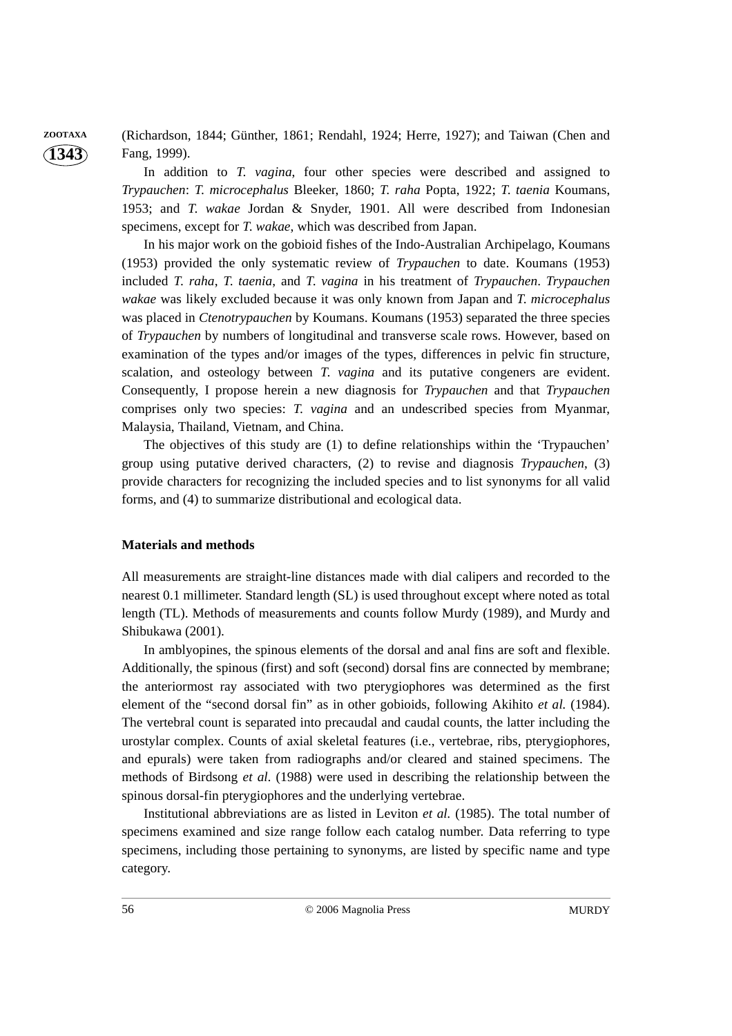(Richardson, 1844; Günther, 1861; Rendahl, 1924; Herre, 1927); and Taiwan (Chen and Fang, 1999).

In addition to *T. vagina*, four other species were described and assigned to *Trypauchen*: *T. microcephalus* Bleeker, 1860; *T. raha* Popta, 1922; *T. taenia* Koumans, 1953; and *T. wakae* Jordan & Snyder, 1901. All were described from Indonesian specimens, except for *T. wakae*, which was described from Japan.

In his major work on the gobioid fishes of the Indo-Australian Archipelago, Koumans (1953) provided the only systematic review of *Trypauchen* to date. Koumans (1953) included *T. raha*, *T. taenia*, and *T. vagina* in his treatment of *Trypauchen*. *Trypauchen wakae* was likely excluded because it was only known from Japan and *T. microcephalus* was placed in *Ctenotrypauchen* by Koumans. Koumans (1953) separated the three species of *Trypauchen* by numbers of longitudinal and transverse scale rows. However, based on examination of the types and/or images of the types, differences in pelvic fin structure, scalation, and osteology between *T. vagina* and its putative congeners are evident. Consequently, I propose herein a new diagnosis for *Trypauchen* and that *Trypauchen* comprises only two species: *T. vagina* and an undescribed species from Myanmar, Malaysia, Thailand, Vietnam, and China.

The objectives of this study are (1) to define relationships within the 'Trypauchen' group using putative derived characters, (2) to revise and diagnosis *Trypauchen*, (3) provide characters for recognizing the included species and to list synonyms for all valid forms, and (4) to summarize distributional and ecological data.

## Materials and methods

All measurements are straight-line distances made with dial calipers and recorded to the nearest 0.1 millimeter. Standard length (SL) is used throughout except where noted as total length (TL). Methods of measurements and counts follow Murdy (1989), and Murdy and Shibukawa (2001).

In amblyopines, the spinous elements of the dorsal and anal fins are soft and flexible. Additionally, the spinous (first) and soft (second) dorsal fins are connected by membrane; the anteriormost ray associated with two pterygiophores was determined as the first element of the "second dorsal fin" as in other gobioids, following Akihito *et al.* (1984). The vertebral count is separated into precaudal and caudal counts, the latter including the urostylar complex. Counts of axial skeletal features (i.e., vertebrae, ribs, pterygiophores, and epurals) were taken from radiographs and/or cleared and stained specimens. The methods of Birdsong *et al*. (1988) were used in describing the relationship between the spinous dorsal-fin pterygiophores and the underlying vertebrae.

Institutional abbreviations are as listed in Leviton *et al.* (1985). The total number of specimens examined and size range follow each catalog number. Data referring to type specimens, including those pertaining to synonyms, are listed by specific name and type category.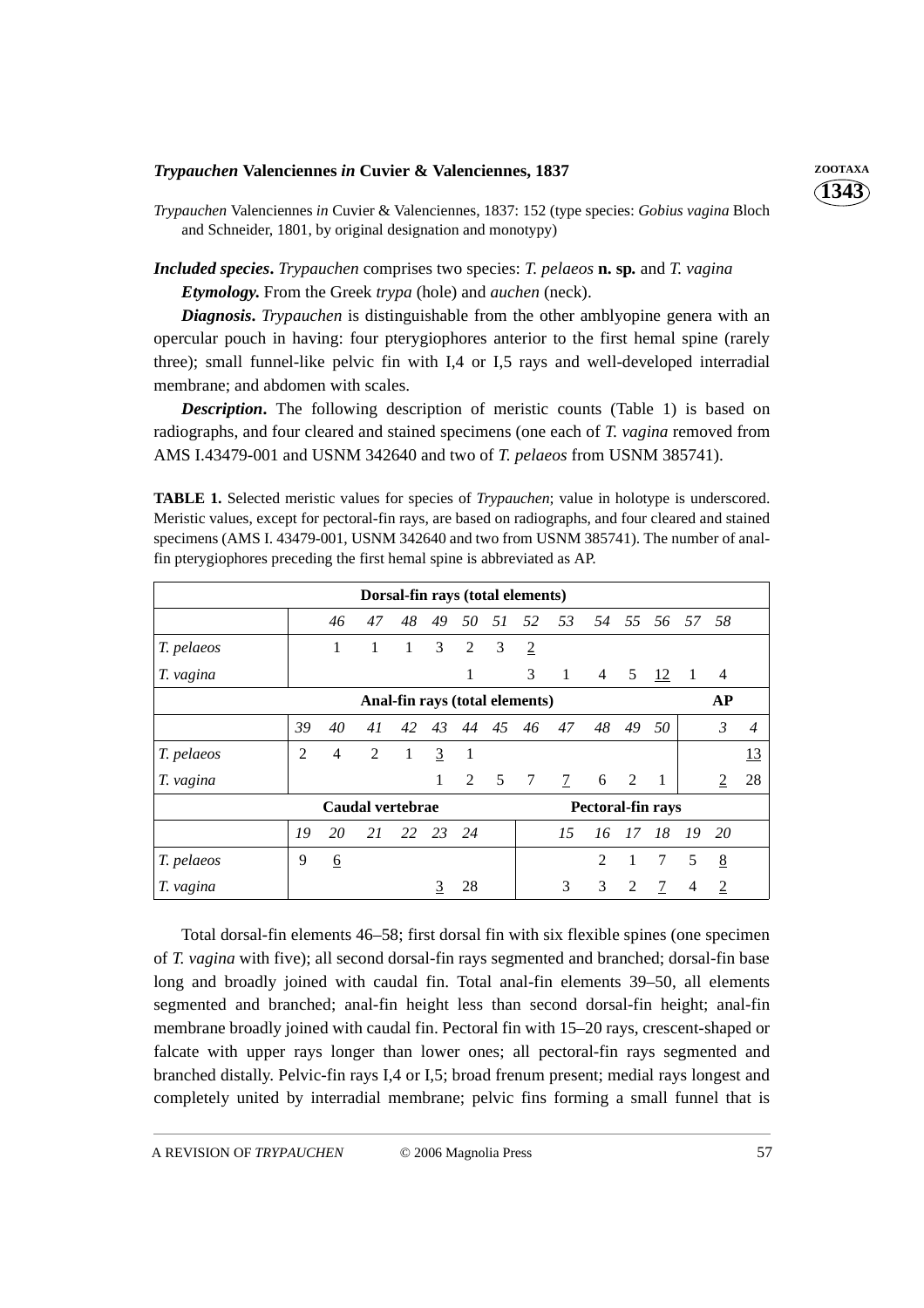### *Trypauchen* Valenciennes *in* Cuvier & Valenciennes, 1837

*Trypauchen* Valenciennes *in* Cuvier & Valenciennes, 1837: 152 (type species: *Gobius vagina* Bloch and Schneider, 1801, by original designation and monotypy)

***Included species*.** *Trypauchen* comprises two species: *T. pelaeos* **n. sp.** and *T. vagina*

***Etymology.*** From the Greek *trypa* (hole) and *auchen* (neck).

***Diagnosis*.** *Trypauchen* is distinguishable from the other amblyopine genera with an opercular pouch in having: four pterygiophores anterior to the first hemal spine (rarely three); small funnel-like pelvic fin with I,4 or I,5 rays and well-developed interradial membrane; and abdomen with scales.

***Description*.** The following description of meristic counts (Table 1) is based on radiographs, and four cleared and stained specimens (one each of *T. vagina* removed from AMS I.43479-001 and USNM 342640 and two of *T. pelaeos* from USNM 385741).

**TABLE 1.** Selected meristic values for species of *Trypauchen*; value in holotype is underscored. Meristic values, except for pectoral-fin rays, are based on radiographs, and four cleared and stained specimens (AMS I. 43479-001, USNM 342640 and two from USNM 385741). The number of anal-fin pterygiophores preceding the first hemal spine is abbreviated as AP.

| | | | | | | | | | | | | | | | |
|---|---|---|---|---|---|---|---|---|---|---|---|---|---|---|---|
| | **Dorsal-fin rays (total elements)** | | | | | | | | | | | | | | |
| | | *46* | *47* | *48* | *49* | *50* | *51* | *52* | *53* | *54* | *55* | *56* | *57* | *58* | |
| *T. pelaeos* | | 1 | 1 | 1 | 3 | 2 | 3 | <u>2</u> | | | | | | | |
| *T. vagina* | | | | | | 1 | | 3 | 1 | 4 | 5 | <u>12</u> | 1 | 4 | |
| | **Anal-fin rays (total elements)** | | | | | | | | | | | | | **AP** | |
| | *39* | *40* | *41* | *42* | *43* | *44* | *45* | *46* | *47* | *48* | *49* | *50* | | *3* | *4* |
| *T. pelaeos* | 2 | 4 | 2 | 1 | <u>3</u> | 1 | | | | | | | | | <u>13</u> |
| *T. vagina* | | | | | 1 | 2 | 5 | 7 | <u>7</u> | 6 | 2 | 1 | | <u>2</u> | 28 |
| | **Caudal vertebrae** | | | | | | | | **Pectoral-fin rays** | | | | | | |
| | *19* | *20* | *21* | *22* | *23* | *24* | | | *15* | *16* | *17* | *18* | *19* | *20* | |
| *T. pelaeos* | 9 | <u>6</u> | | | | | | | | 2 | 1 | 7 | 5 | <u>8</u> | |
| *T. vagina* | | | | | <u>3</u> | 28 | | | 3 | 3 | 2 | <u>7</u> | 4 | <u>2</u> | |

Total dorsal-fin elements 46–58; first dorsal fin with six flexible spines (one specimen of *T. vagina* with five); all second dorsal-fin rays segmented and branched; dorsal-fin base long and broadly joined with caudal fin. Total anal-fin elements 39–50, all elements segmented and branched; anal-fin height less than second dorsal-fin height; anal-fin membrane broadly joined with caudal fin. Pectoral fin with 15–20 rays, crescent-shaped or falcate with upper rays longer than lower ones; all pectoral-fin rays segmented and branched distally. Pelvic-fin rays I,4 or I,5; broad frenum present; medial rays longest and completely united by interradial membrane; pelvic fins forming a small funnel that is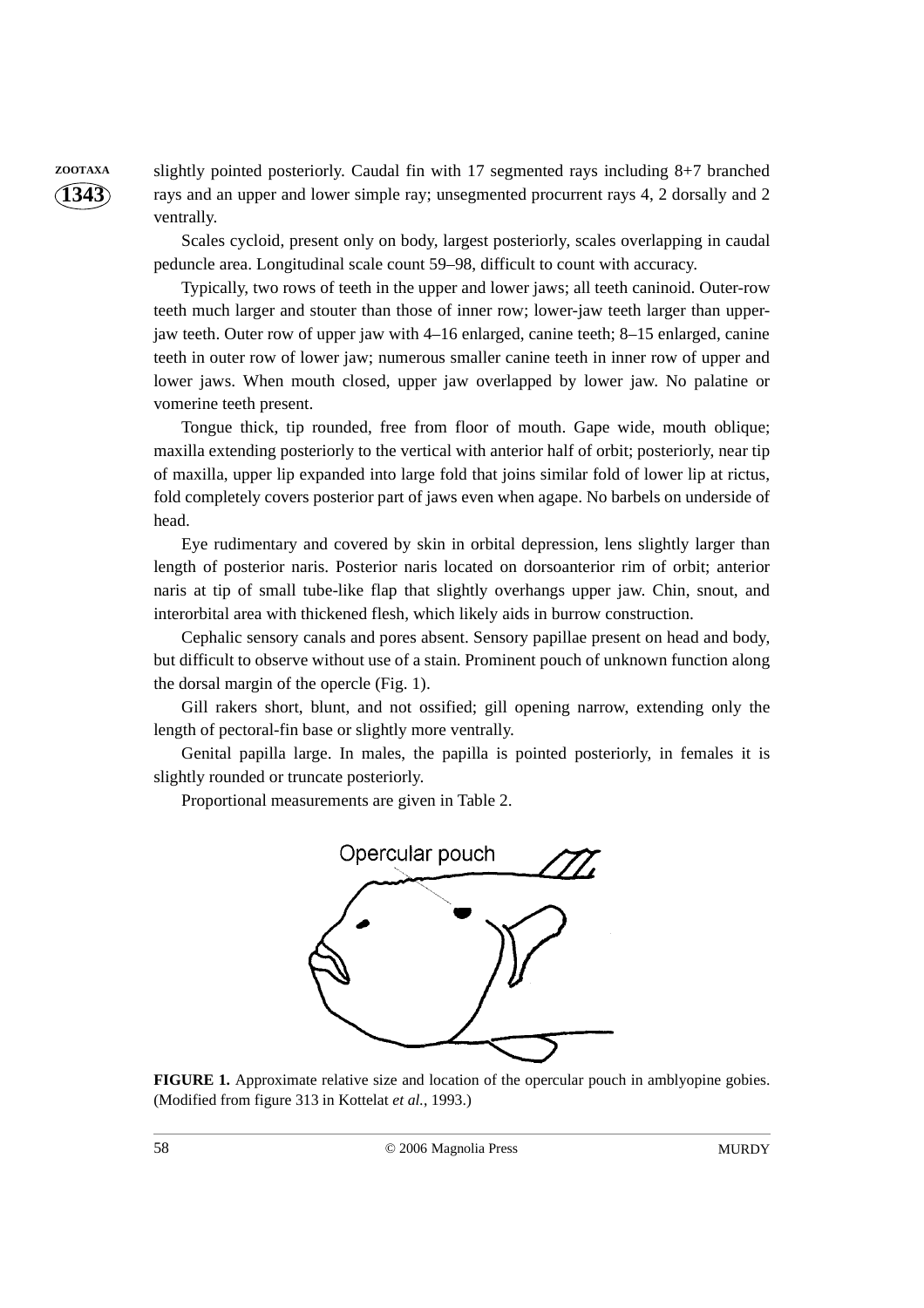slightly pointed posteriorly. Caudal fin with 17 segmented rays including 8+7 branched rays and an upper and lower simple ray; unsegmented procurrent rays 4, 2 dorsally and 2 ventrally.

Scales cycloid, present only on body, largest posteriorly, scales overlapping in caudal peduncle area. Longitudinal scale count 59–98, difficult to count with accuracy.

Typically, two rows of teeth in the upper and lower jaws; all teeth caninoid. Outer-row teeth much larger and stouter than those of inner row; lower-jaw teeth larger than upper-jaw teeth. Outer row of upper jaw with 4–16 enlarged, canine teeth; 8–15 enlarged, canine teeth in outer row of lower jaw; numerous smaller canine teeth in inner row of upper and lower jaws. When mouth closed, upper jaw overlapped by lower jaw. No palatine or vomerine teeth present.

Tongue thick, tip rounded, free from floor of mouth. Gape wide, mouth oblique; maxilla extending posteriorly to the vertical with anterior half of orbit; posteriorly, near tip of maxilla, upper lip expanded into large fold that joins similar fold of lower lip at rictus, fold completely covers posterior part of jaws even when agape. No barbels on underside of head.

Eye rudimentary and covered by skin in orbital depression, lens slightly larger than length of posterior naris. Posterior naris located on dorsoanterior rim of orbit; anterior naris at tip of small tube-like flap that slightly overhangs upper jaw. Chin, snout, and interorbital area with thickened flesh, which likely aids in burrow construction.

Cephalic sensory canals and pores absent. Sensory papillae present on head and body, but difficult to observe without use of a stain. Prominent pouch of unknown function along the dorsal margin of the opercle (Fig. 1).

Gill rakers short, blunt, and not ossified; gill opening narrow, extending only the length of pectoral-fin base or slightly more ventrally.

Genital papilla large. In males, the papilla is pointed posteriorly, in females it is slightly rounded or truncate posteriorly.

Proportional measurements are given in Table 2.

Opercular pouch

**FIGURE 1.** Approximate relative size and location of the opercular pouch in amblyopine gobies. (Modified from figure 313 in Kottelat *et al.*, 1993.)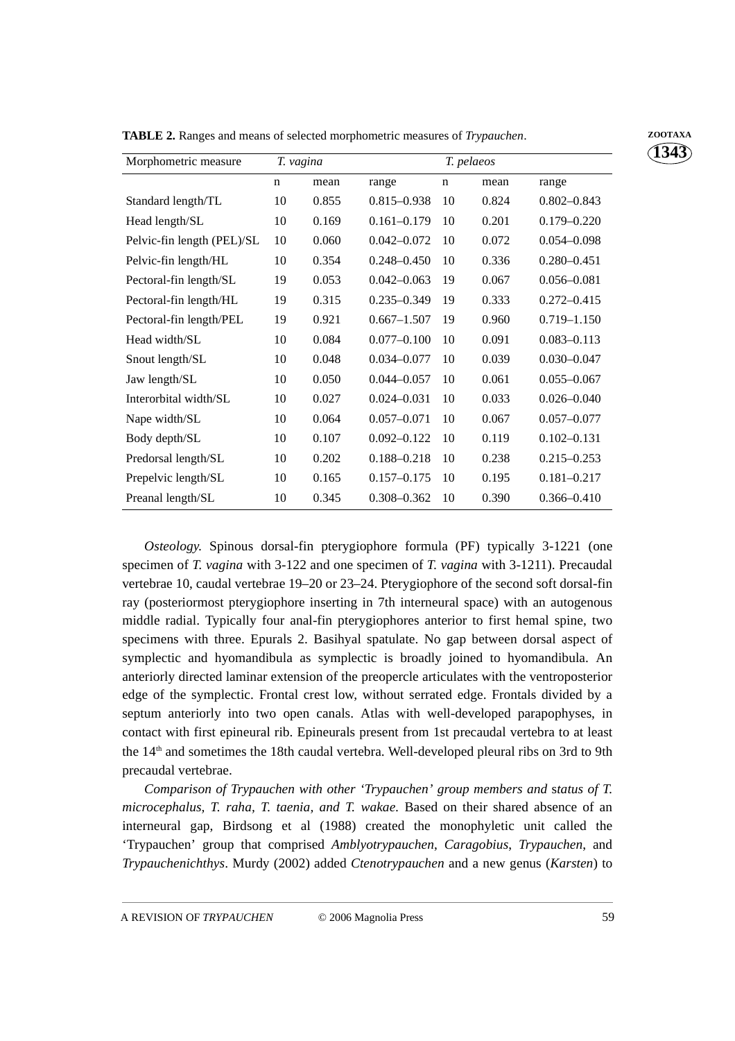**TABLE 2.** Ranges and means of selected morphometric measures of *Trypauchen*.

| Morphometric measure | *T. vagina* | | | *T. pelaeos* | | |
|---|---|---|---|---|---|---|
| | n | mean | range | n | mean | range |
| Standard length/TL | 10 | 0.855 | 0.815–0.938 | 10 | 0.824 | 0.802–0.843 |
| Head length/SL | 10 | 0.169 | 0.161–0.179 | 10 | 0.201 | 0.179–0.220 |
| Pelvic-fin length (PEL)/SL | 10 | 0.060 | 0.042–0.072 | 10 | 0.072 | 0.054–0.098 |
| Pelvic-fin length/HL | 10 | 0.354 | 0.248–0.450 | 10 | 0.336 | 0.280–0.451 |
| Pectoral-fin length/SL | 19 | 0.053 | 0.042–0.063 | 19 | 0.067 | 0.056–0.081 |
| Pectoral-fin length/HL | 19 | 0.315 | 0.235–0.349 | 19 | 0.333 | 0.272–0.415 |
| Pectoral-fin length/PEL | 19 | 0.921 | 0.667–1.507 | 19 | 0.960 | 0.719–1.150 |
| Head width/SL | 10 | 0.084 | 0.077–0.100 | 10 | 0.091 | 0.083–0.113 |
| Snout length/SL | 10 | 0.048 | 0.034–0.077 | 10 | 0.039 | 0.030–0.047 |
| Jaw length/SL | 10 | 0.050 | 0.044–0.057 | 10 | 0.061 | 0.055–0.067 |
| Interorbital width/SL | 10 | 0.027 | 0.024–0.031 | 10 | 0.033 | 0.026–0.040 |
| Nape width/SL | 10 | 0.064 | 0.057–0.071 | 10 | 0.067 | 0.057–0.077 |
| Body depth/SL | 10 | 0.107 | 0.092–0.122 | 10 | 0.119 | 0.102–0.131 |
| Predorsal length/SL | 10 | 0.202 | 0.188–0.218 | 10 | 0.238 | 0.215–0.253 |
| Prepelvic length/SL | 10 | 0.165 | 0.157–0.175 | 10 | 0.195 | 0.181–0.217 |
| Preanal length/SL | 10 | 0.345 | 0.308–0.362 | 10 | 0.390 | 0.366–0.410 |

*Osteology.* Spinous dorsal-fin pterygiophore formula (PF) typically 3-1221 (one specimen of *T. vagina* with 3-122 and one specimen of *T. vagina* with 3-1211). Precaudal vertebrae 10, caudal vertebrae 19–20 or 23–24. Pterygiophore of the second soft dorsal-fin ray (posteriormost pterygiophore inserting in 7th interneural space) with an autogenous middle radial. Typically four anal-fin pterygiophores anterior to first hemal spine, two specimens with three. Epurals 2. Basihyal spatulate. No gap between dorsal aspect of symplectic and hyomandibula as symplectic is broadly joined to hyomandibula. An anteriorly directed laminar extension of the preopercle articulates with the ventroposterior edge of the symplectic. Frontal crest low, without serrated edge. Frontals divided by a septum anteriorly into two open canals. Atlas with well-developed parapophyses, in contact with first epineural rib. Epineurals present from 1st precaudal vertebra to at least the 14th and sometimes the 18th caudal vertebra. Well-developed pleural ribs on 3rd to 9th precaudal vertebrae.

*Comparison of Trypauchen with other 'Trypauchen' group members and status of T. microcephalus, T. raha, T. taenia, and T. wakae.* Based on their shared absence of an interneural gap, Birdsong et al (1988) created the monophyletic unit called the 'Trypauchen' group that comprised *Amblyotrypauchen*, *Caragobius*, *Trypauchen*, and *Trypauchenichthys*. Murdy (2002) added *Ctenotrypauchen* and a new genus (*Karsten*) to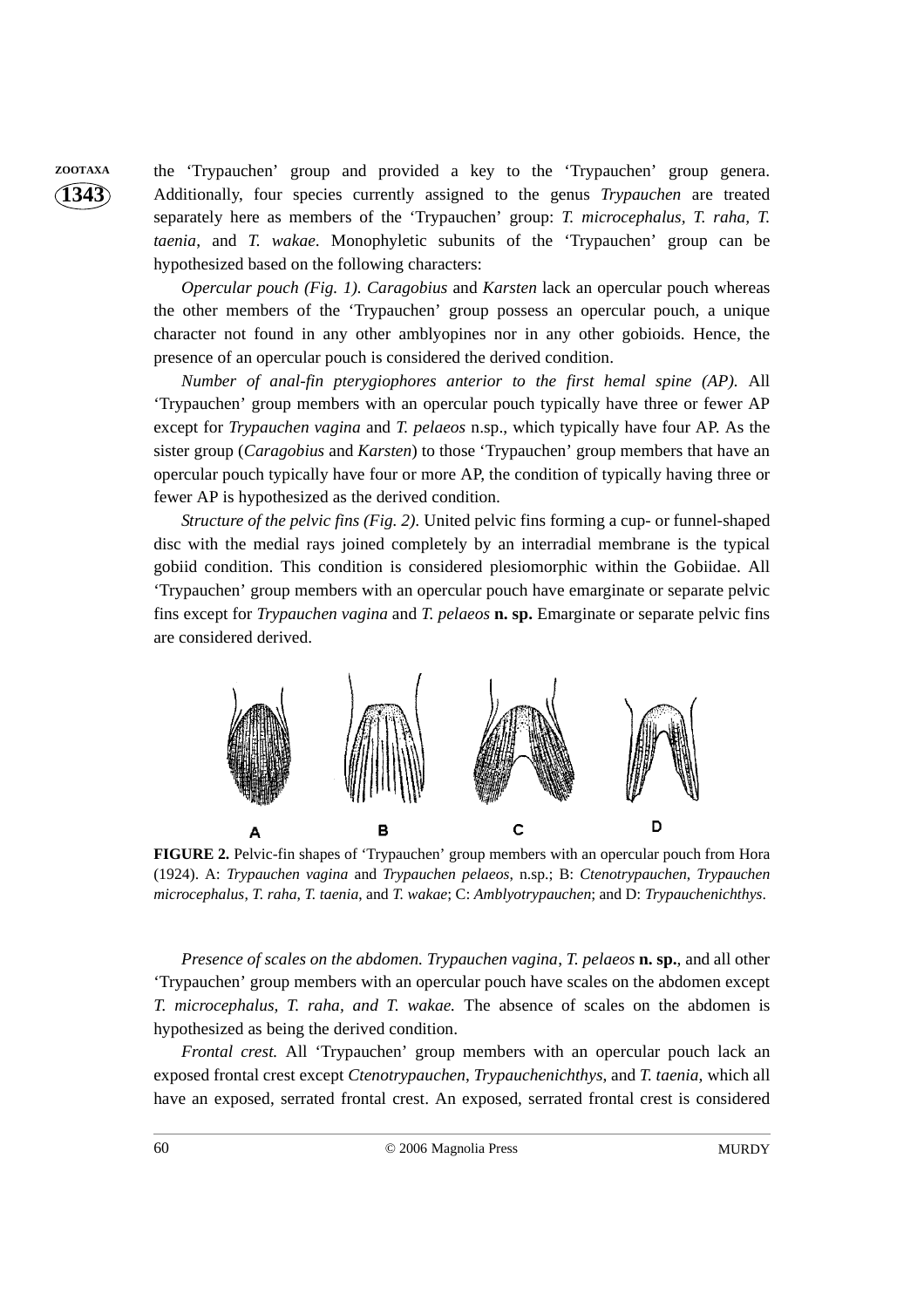the 'Trypauchen' group and provided a key to the 'Trypauchen' group genera. Additionally, four species currently assigned to the genus *Trypauchen* are treated separately here as members of the 'Trypauchen' group: *T. microcephalus*, *T. raha*, *T. taenia*, and *T. wakae*. Monophyletic subunits of the 'Trypauchen' group can be hypothesized based on the following characters:

*Opercular pouch (Fig. 1). Caragobius* and *Karsten* lack an opercular pouch whereas the other members of the 'Trypauchen' group possess an opercular pouch, a unique character not found in any other amblyopines nor in any other gobioids. Hence, the presence of an opercular pouch is considered the derived condition.

*Number of anal-fin pterygiophores anterior to the first hemal spine (AP).* All 'Trypauchen' group members with an opercular pouch typically have three or fewer AP except for *Trypauchen vagina* and *T. pelaeos* n.sp., which typically have four AP. As the sister group (*Caragobius* and *Karsten*) to those 'Trypauchen' group members that have an opercular pouch typically have four or more AP, the condition of typically having three or fewer AP is hypothesized as the derived condition.

*Structure of the pelvic fins (Fig. 2).* United pelvic fins forming a cup- or funnel-shaped disc with the medial rays joined completely by an interradial membrane is the typical gobiid condition. This condition is considered plesiomorphic within the Gobiidae. All 'Trypauchen' group members with an opercular pouch have emarginate or separate pelvic fins except for *Trypauchen vagina* and *T. pelaeos* **n. sp.** Emarginate or separate pelvic fins are considered derived.

**FIGURE 2.** Pelvic-fin shapes of 'Trypauchen' group members with an opercular pouch from Hora (1924). A: *Trypauchen vagina* and *Trypauchen pelaeos*, n.sp.; B: *Ctenotrypauchen*, *Trypauchen microcephalus*, *T. raha*, *T. taenia*, and *T. wakae*; C: *Amblyotrypauchen*; and D: *Trypauchenichthys*.

*Presence of scales on the abdomen. Trypauchen vagina*, *T. pelaeos* **n. sp.**, and all other 'Trypauchen' group members with an opercular pouch have scales on the abdomen except *T. microcephalus*, *T. raha, and T. wakae.* The absence of scales on the abdomen is hypothesized as being the derived condition.

*Frontal crest.* All 'Trypauchen' group members with an opercular pouch lack an exposed frontal crest except *Ctenotrypauchen*, *Trypauchenichthys*, and *T. taenia*, which all have an exposed, serrated frontal crest. An exposed, serrated frontal crest is considered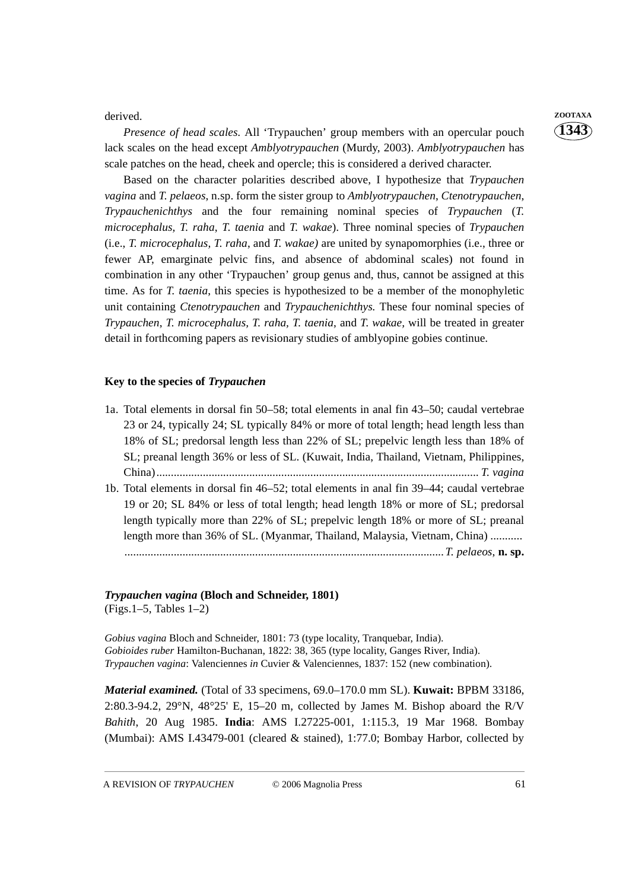derived.

*Presence of head scales.* All 'Trypauchen' group members with an opercular pouch lack scales on the head except *Amblyotrypauchen* (Murdy, 2003). *Amblyotrypauchen* has scale patches on the head, cheek and opercle; this is considered a derived character.

Based on the character polarities described above, I hypothesize that *Trypauchen vagina* and *T. pelaeos*, n.sp. form the sister group to *Amblyotrypauchen, Ctenotrypauchen, Trypauchenichthys* and the four remaining nominal species of *Trypauchen* (*T. microcephalus, T. raha, T. taenia* and *T. wakae*). Three nominal species of *Trypauchen* (i.e., *T. microcephalus, T. raha,* and *T. wakae)* are united by synapomorphies (i.e., three or fewer AP, emarginate pelvic fins, and absence of abdominal scales) not found in combination in any other 'Trypauchen' group genus and, thus, cannot be assigned at this time. As for *T. taenia*, this species is hypothesized to be a member of the monophyletic unit containing *Ctenotrypauchen* and *Trypauchenichthys.* These four nominal species of *Trypauchen*, *T. microcephalus, T. raha, T. taenia*, and *T. wakae,* will be treated in greater detail in forthcoming papers as revisionary studies of amblyopine gobies continue.

## Key to the species of *Trypauchen*

1a. Total elements in dorsal fin 50–58; total elements in anal fin 43–50; caudal vertebrae 23 or 24, typically 24; SL typically 84% or more of total length; head length less than 18% of SL; predorsal length less than 22% of SL; prepelvic length less than 18% of SL; preanal length 36% or less of SL. (Kuwait, India, Thailand, Vietnam, Philippines, China)............................................................................................................ *T. vagina*

1b. Total elements in dorsal fin 46–52; total elements in anal fin 39–44; caudal vertebrae 19 or 20; SL 84% or less of total length; head length 18% or more of SL; predorsal length typically more than 22% of SL; prepelvic length 18% or more of SL; preanal length more than 36% of SL. (Myanmar, Thailand, Malaysia, Vietnam, China) ........... ............................................................................................................ *T. pelaeos*, **n. sp.**

## *Trypauchen vagina* (Bloch and Schneider, 1801)

(Figs.1–5, Tables 1–2)

*Gobius vagina* Bloch and Schneider, 1801: 73 (type locality, Tranquebar, India).
*Gobioides ruber* Hamilton-Buchanan, 1822: 38, 365 (type locality, Ganges River, India).
*Trypauchen vagina*: Valenciennes *in* Cuvier & Valenciennes, 1837: 152 (new combination).

***Material examined.*** (Total of 33 specimens, 69.0–170.0 mm SL). **Kuwait:** BPBM 33186, 2:80.3-94.2, 29°N, 48°25' E, 15–20 m, collected by James M. Bishop aboard the R/V *Bahith*, 20 Aug 1985. **India**: AMS I.27225-001, 1:115.3, 19 Mar 1968. Bombay (Mumbai): AMS I.43479-001 (cleared & stained), 1:77.0; Bombay Harbor, collected by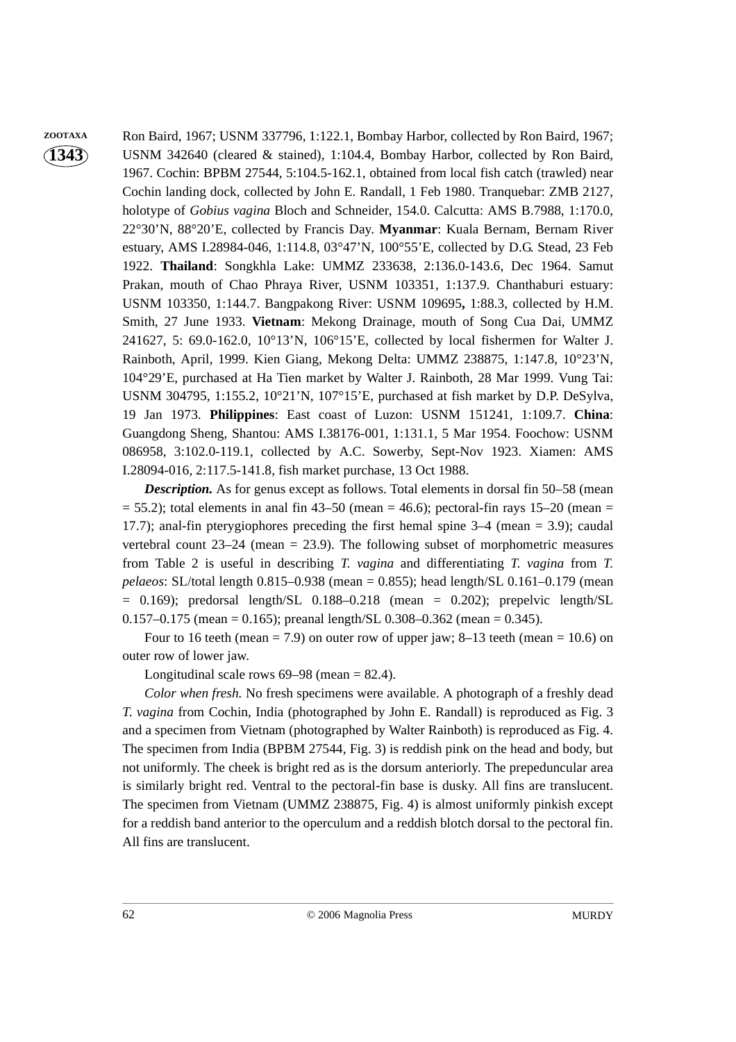Ron Baird, 1967; USNM 337796, 1:122.1, Bombay Harbor, collected by Ron Baird, 1967; USNM 342640 (cleared & stained), 1:104.4, Bombay Harbor, collected by Ron Baird, 1967. Cochin: BPBM 27544, 5:104.5-162.1, obtained from local fish catch (trawled) near Cochin landing dock, collected by John E. Randall, 1 Feb 1980. Tranquebar: ZMB 2127, holotype of *Gobius vagina* Bloch and Schneider, 154.0. Calcutta: AMS B.7988, 1:170.0, 22°30'N, 88°20'E, collected by Francis Day. **Myanmar**: Kuala Bernam, Bernam River estuary, AMS I.28984-046, 1:114.8, 03°47'N, 100°55'E, collected by D.G. Stead, 23 Feb 1922. **Thailand**: Songkhla Lake: UMMZ 233638, 2:136.0-143.6, Dec 1964. Samut Prakan, mouth of Chao Phraya River, USNM 103351, 1:137.9. Chanthaburi estuary: USNM 103350, 1:144.7. Bangpakong River: USNM 109695**,** 1:88.3, collected by H.M. Smith, 27 June 1933. **Vietnam**: Mekong Drainage, mouth of Song Cua Dai, UMMZ 241627, 5: 69.0-162.0, 10°13'N, 106°15'E, collected by local fishermen for Walter J. Rainboth, April, 1999. Kien Giang, Mekong Delta: UMMZ 238875, 1:147.8, 10°23'N, 104°29'E, purchased at Ha Tien market by Walter J. Rainboth, 28 Mar 1999. Vung Tai: USNM 304795, 1:155.2, 10°21'N, 107°15'E, purchased at fish market by D.P. DeSylva, 19 Jan 1973. **Philippines**: East coast of Luzon: USNM 151241, 1:109.7. **China**: Guangdong Sheng, Shantou: AMS I.38176-001, 1:131.1, 5 Mar 1954. Foochow: USNM 086958, 3:102.0-119.1, collected by A.C. Sowerby, Sept-Nov 1923. Xiamen: AMS I.28094-016, 2:117.5-141.8, fish market purchase, 13 Oct 1988.

***Description.*** As for genus except as follows. Total elements in dorsal fin 50–58 (mean = 55.2); total elements in anal fin 43–50 (mean = 46.6); pectoral-fin rays 15–20 (mean = 17.7); anal-fin pterygiophores preceding the first hemal spine 3–4 (mean = 3.9); caudal vertebral count 23–24 (mean = 23.9). The following subset of morphometric measures from Table 2 is useful in describing *T. vagina* and differentiating *T. vagina* from *T. pelaeos*: SL/total length 0.815–0.938 (mean = 0.855); head length/SL 0.161–0.179 (mean = 0.169); predorsal length/SL 0.188–0.218 (mean = 0.202); prepelvic length/SL 0.157–0.175 (mean = 0.165); preanal length/SL 0.308–0.362 (mean = 0.345).

Four to 16 teeth (mean = 7.9) on outer row of upper jaw; 8–13 teeth (mean = 10.6) on outer row of lower jaw.

Longitudinal scale rows 69–98 (mean = 82.4).

*Color when fresh.* No fresh specimens were available. A photograph of a freshly dead *T. vagina* from Cochin, India (photographed by John E. Randall) is reproduced as Fig. 3 and a specimen from Vietnam (photographed by Walter Rainboth) is reproduced as Fig. 4. The specimen from India (BPBM 27544, Fig. 3) is reddish pink on the head and body, but not uniformly. The cheek is bright red as is the dorsum anteriorly. The prepeduncular area is similarly bright red. Ventral to the pectoral-fin base is dusky. All fins are translucent. The specimen from Vietnam (UMMZ 238875, Fig. 4) is almost uniformly pinkish except for a reddish band anterior to the operculum and a reddish blotch dorsal to the pectoral fin. All fins are translucent.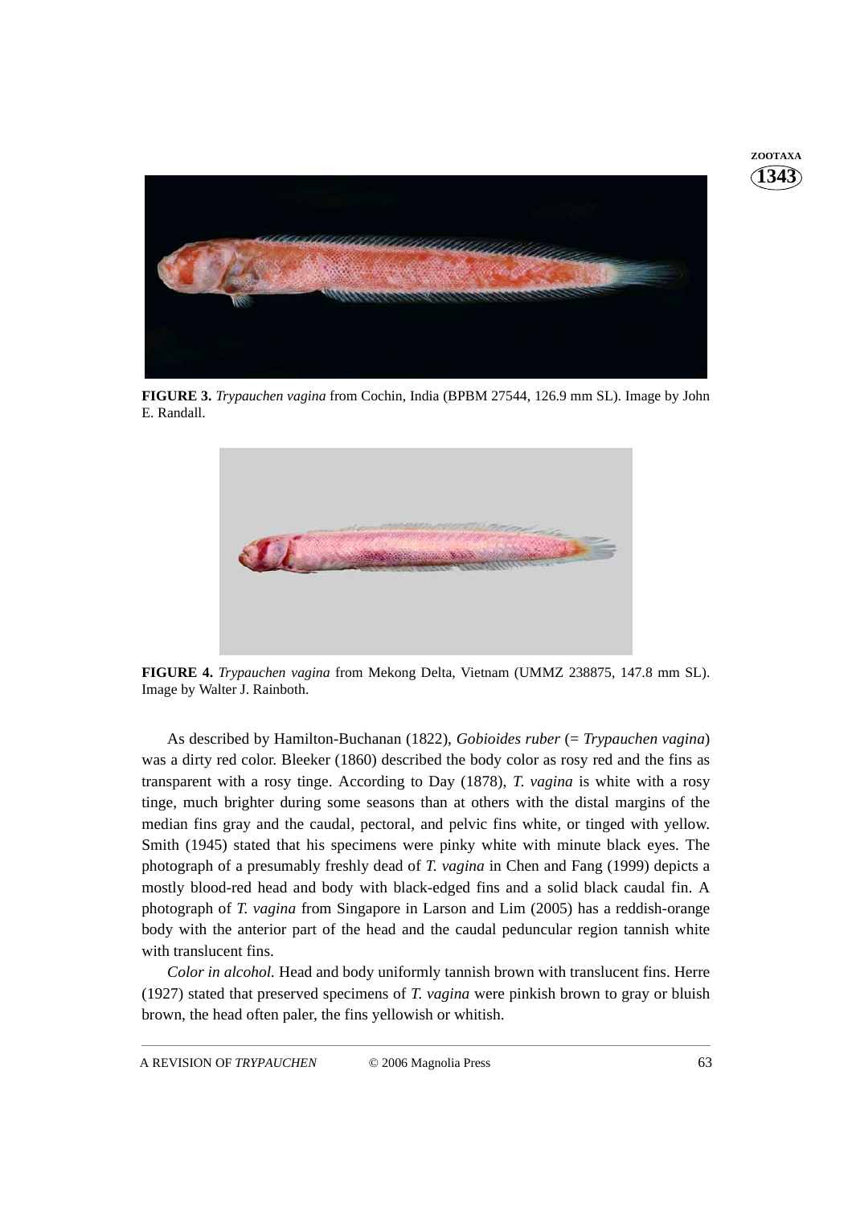**FIGURE 3.** *Trypauchen vagina* from Cochin, India (BPBM 27544, 126.9 mm SL). Image by John E. Randall.

**FIGURE 4.** *Trypauchen vagina* from Mekong Delta, Vietnam (UMMZ 238875, 147.8 mm SL). Image by Walter J. Rainboth.

As described by Hamilton-Buchanan (1822), *Gobioides ruber* (= *Trypauchen vagina*) was a dirty red color. Bleeker (1860) described the body color as rosy red and the fins as transparent with a rosy tinge. According to Day (1878), *T. vagina* is white with a rosy tinge, much brighter during some seasons than at others with the distal margins of the median fins gray and the caudal, pectoral, and pelvic fins white, or tinged with yellow. Smith (1945) stated that his specimens were pinky white with minute black eyes. The photograph of a presumably freshly dead of *T. vagina* in Chen and Fang (1999) depicts a mostly blood-red head and body with black-edged fins and a solid black caudal fin. A photograph of *T. vagina* from Singapore in Larson and Lim (2005) has a reddish-orange body with the anterior part of the head and the caudal peduncular region tannish white with translucent fins.

*Color in alcohol.* Head and body uniformly tannish brown with translucent fins. Herre (1927) stated that preserved specimens of *T. vagina* were pinkish brown to gray or bluish brown, the head often paler, the fins yellowish or whitish.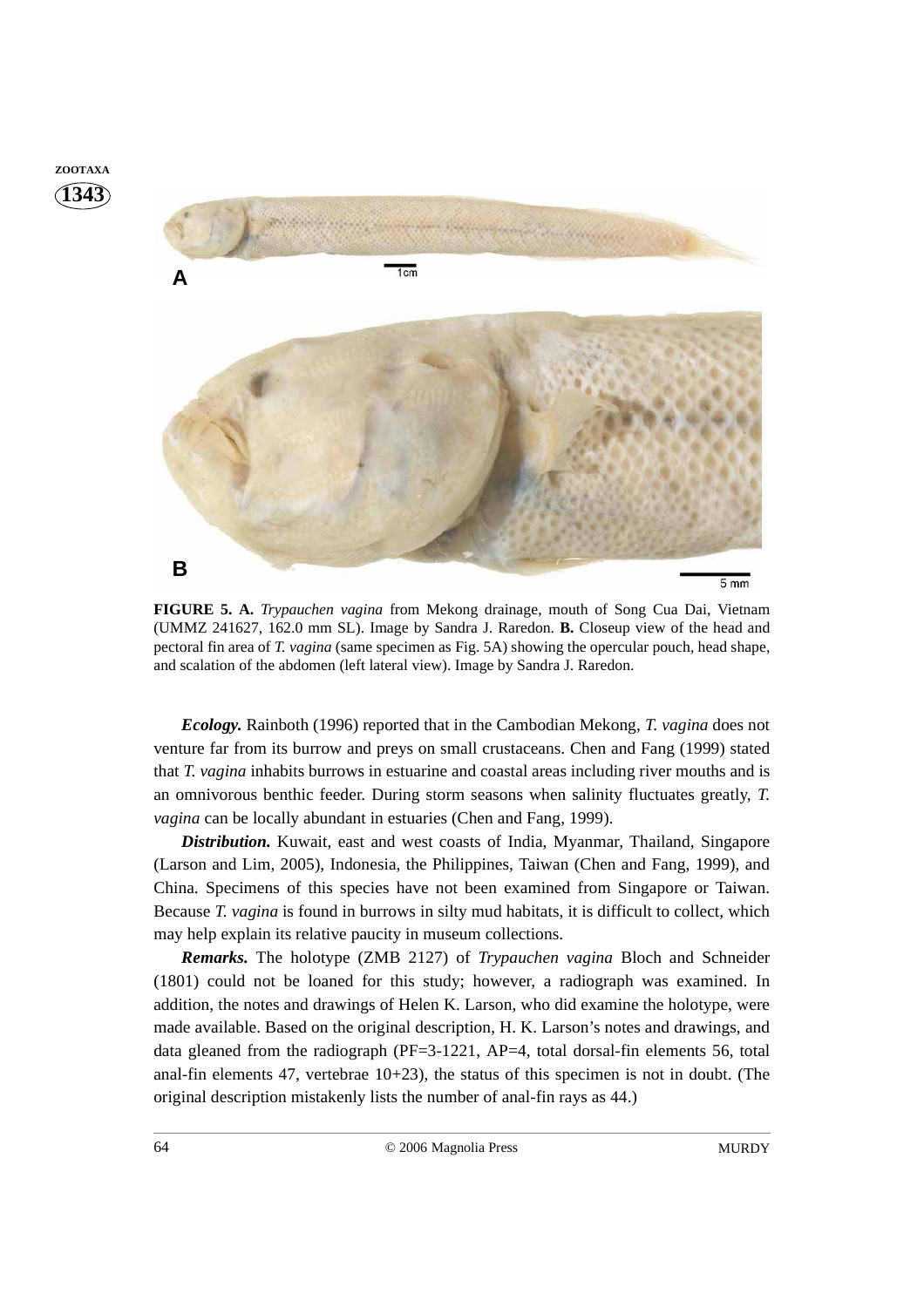**FIGURE 5. A.** *Trypauchen vagina* from Mekong drainage, mouth of Song Cua Dai, Vietnam (UMMZ 241627, 162.0 mm SL). Image by Sandra J. Raredon. **B.** Closeup view of the head and pectoral fin area of *T. vagina* (same specimen as Fig. 5A) showing the opercular pouch, head shape, and scalation of the abdomen (left lateral view). Image by Sandra J. Raredon.

***Ecology.*** Rainboth (1996) reported that in the Cambodian Mekong, *T. vagina* does not venture far from its burrow and preys on small crustaceans. Chen and Fang (1999) stated that *T. vagina* inhabits burrows in estuarine and coastal areas including river mouths and is an omnivorous benthic feeder. During storm seasons when salinity fluctuates greatly, *T. vagina* can be locally abundant in estuaries (Chen and Fang, 1999).

***Distribution.*** Kuwait, east and west coasts of India, Myanmar, Thailand, Singapore (Larson and Lim, 2005), Indonesia, the Philippines, Taiwan (Chen and Fang, 1999), and China. Specimens of this species have not been examined from Singapore or Taiwan. Because *T. vagina* is found in burrows in silty mud habitats, it is difficult to collect, which may help explain its relative paucity in museum collections.

***Remarks.*** The holotype (ZMB 2127) of *Trypauchen vagina* Bloch and Schneider (1801) could not be loaned for this study; however, a radiograph was examined. In addition, the notes and drawings of Helen K. Larson, who did examine the holotype, were made available. Based on the original description, H. K. Larson's notes and drawings, and data gleaned from the radiograph (PF=3-1221, AP=4, total dorsal-fin elements 56, total anal-fin elements 47, vertebrae 10+23), the status of this specimen is not in doubt. (The original description mistakenly lists the number of anal-fin rays as 44.)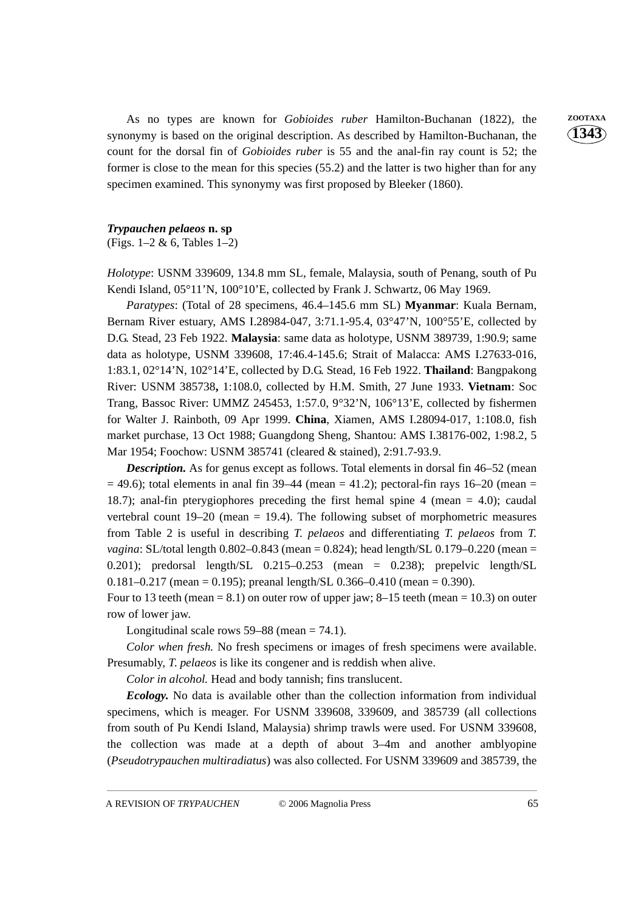As no types are known for *Gobioides ruber* Hamilton-Buchanan (1822), the synonymy is based on the original description. As described by Hamilton-Buchanan, the count for the dorsal fin of *Gobioides ruber* is 55 and the anal-fin ray count is 52; the former is close to the mean for this species (55.2) and the latter is two higher than for any specimen examined. This synonymy was first proposed by Bleeker (1860).

### *Trypauchen pelaeos* n. sp

(Figs. 1–2 & 6, Tables 1–2)

*Holotype*: USNM 339609, 134.8 mm SL, female, Malaysia, south of Penang, south of Pu Kendi Island, 05°11'N, 100°10'E, collected by Frank J. Schwartz, 06 May 1969.

*Paratypes*: (Total of 28 specimens, 46.4–145.6 mm SL) **Myanmar**: Kuala Bernam, Bernam River estuary, AMS I.28984-047, 3:71.1-95.4, 03°47'N, 100°55'E, collected by D.G. Stead, 23 Feb 1922. **Malaysia**: same data as holotype, USNM 389739, 1:90.9; same data as holotype, USNM 339608, 17:46.4-145.6; Strait of Malacca: AMS I.27633-016, 1:83.1, 02°14'N, 102°14'E, collected by D.G. Stead, 16 Feb 1922. **Thailand**: Bangpakong River: USNM 385738**,** 1:108.0, collected by H.M. Smith, 27 June 1933. **Vietnam**: Soc Trang, Bassoc River: UMMZ 245453, 1:57.0, 9°32'N, 106°13'E, collected by fishermen for Walter J. Rainboth, 09 Apr 1999. **China**, Xiamen, AMS I.28094-017, 1:108.0, fish market purchase, 13 Oct 1988; Guangdong Sheng, Shantou: AMS I.38176-002, 1:98.2, 5 Mar 1954; Foochow: USNM 385741 (cleared & stained), 2:91.7-93.9.

***Description.*** As for genus except as follows. Total elements in dorsal fin 46–52 (mean = 49.6); total elements in anal fin 39–44 (mean = 41.2); pectoral-fin rays 16–20 (mean = 18.7); anal-fin pterygiophores preceding the first hemal spine 4 (mean = 4.0); caudal vertebral count 19–20 (mean = 19.4). The following subset of morphometric measures from Table 2 is useful in describing *T. pelaeos* and differentiating *T. pelaeos* from *T. vagina*: SL/total length 0.802–0.843 (mean = 0.824); head length/SL 0.179–0.220 (mean = 0.201); predorsal length/SL 0.215–0.253 (mean = 0.238); prepelvic length/SL 0.181–0.217 (mean = 0.195); preanal length/SL 0.366–0.410 (mean = 0.390).
Four to 13 teeth (mean = 8.1) on outer row of upper jaw; 8–15 teeth (mean = 10.3) on outer row of lower jaw.

Longitudinal scale rows 59–88 (mean = 74.1).

*Color when fresh.* No fresh specimens or images of fresh specimens were available. Presumably, *T. pelaeos* is like its congener and is reddish when alive.

*Color in alcohol.* Head and body tannish; fins translucent.

***Ecology.*** No data is available other than the collection information from individual specimens, which is meager. For USNM 339608, 339609, and 385739 (all collections from south of Pu Kendi Island, Malaysia) shrimp trawls were used. For USNM 339608, the collection was made at a depth of about 3–4m and another amblyopine (*Pseudotrypauchen multiradiatus*) was also collected. For USNM 339609 and 385739, the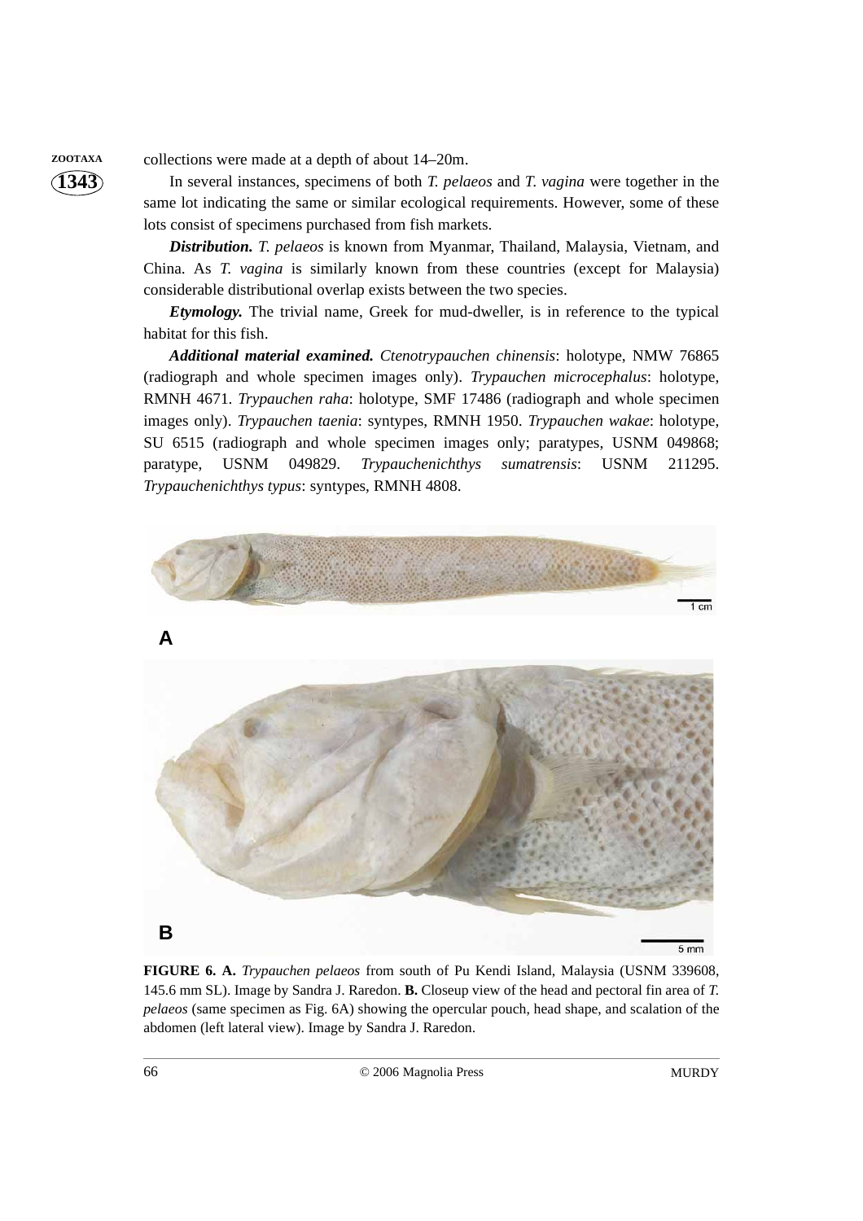collections were made at a depth of about 14–20m.

In several instances, specimens of both *T. pelaeos* and *T. vagina* were together in the same lot indicating the same or similar ecological requirements. However, some of these lots consist of specimens purchased from fish markets.

***Distribution.*** *T. pelaeos* is known from Myanmar, Thailand, Malaysia, Vietnam, and China. As *T. vagina* is similarly known from these countries (except for Malaysia) considerable distributional overlap exists between the two species.

***Etymology.*** The trivial name, Greek for mud-dweller, is in reference to the typical habitat for this fish.

***Additional material examined.*** *Ctenotrypauchen chinensis*: holotype, NMW 76865 (radiograph and whole specimen images only). *Trypauchen microcephalus*: holotype, RMNH 4671. *Trypauchen raha*: holotype, SMF 17486 (radiograph and whole specimen images only). *Trypauchen taenia*: syntypes, RMNH 1950. *Trypauchen wakae*: holotype, SU 6515 (radiograph and whole specimen images only; paratypes, USNM 049868; paratype, USNM 049829. *Trypauchenichthys sumatrensis*: USNM 211295. *Trypauchenichthys typus*: syntypes, RMNH 4808.

1 cm

A

B

5 mm

**FIGURE 6. A.** *Trypauchen pelaeos* from south of Pu Kendi Island, Malaysia (USNM 339608, 145.6 mm SL). Image by Sandra J. Raredon. **B.** Closeup view of the head and pectoral fin area of *T. pelaeos* (same specimen as Fig. 6A) showing the opercular pouch, head shape, and scalation of the abdomen (left lateral view). Image by Sandra J. Raredon.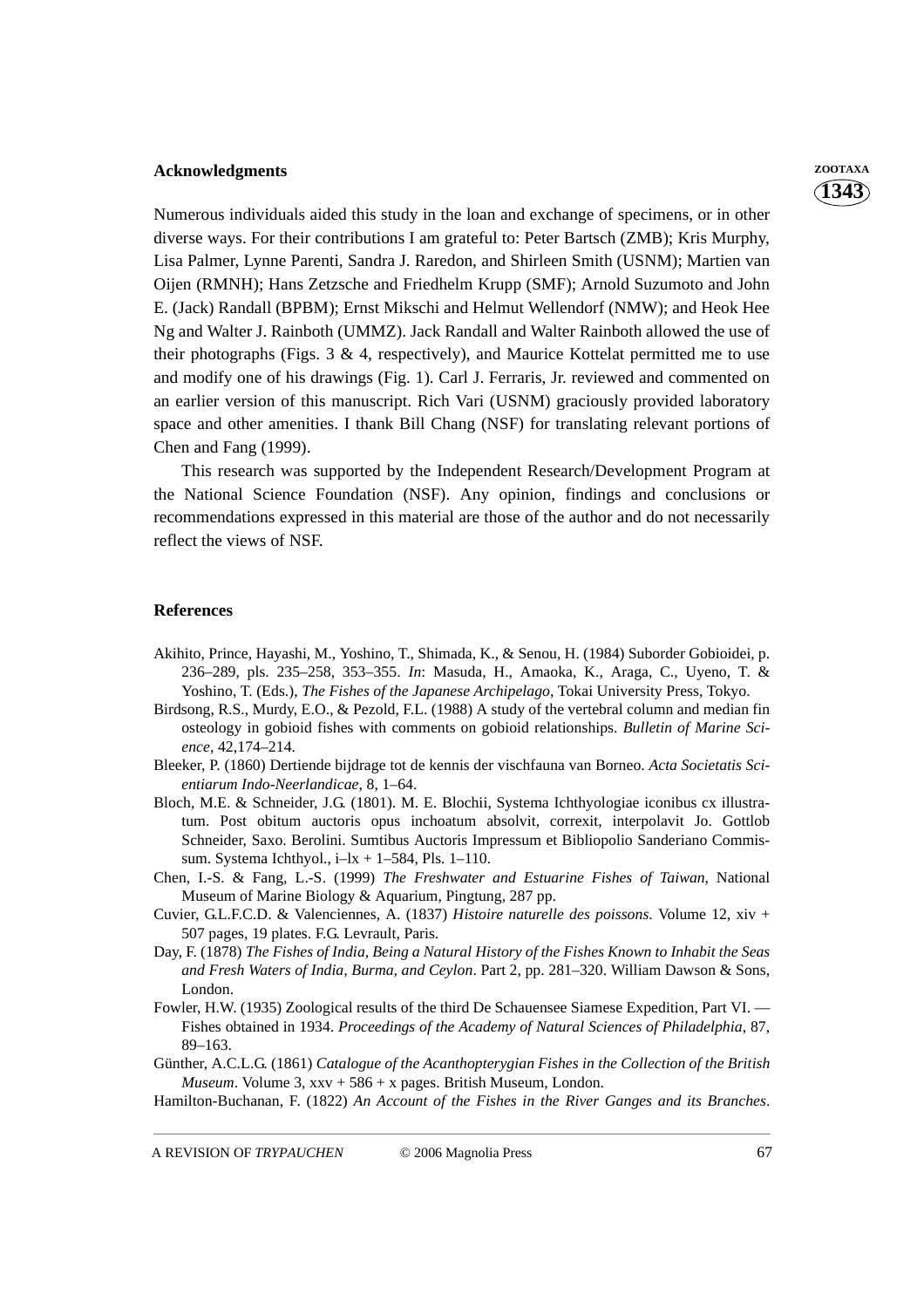## Acknowledgments

Numerous individuals aided this study in the loan and exchange of specimens, or in other diverse ways. For their contributions I am grateful to: Peter Bartsch (ZMB); Kris Murphy, Lisa Palmer, Lynne Parenti, Sandra J. Raredon, and Shirleen Smith (USNM); Martien van Oijen (RMNH); Hans Zetzsche and Friedhelm Krupp (SMF); Arnold Suzumoto and John E. (Jack) Randall (BPBM); Ernst Mikschi and Helmut Wellendorf (NMW); and Heok Hee Ng and Walter J. Rainboth (UMMZ). Jack Randall and Walter Rainboth allowed the use of their photographs (Figs. 3 & 4, respectively), and Maurice Kottelat permitted me to use and modify one of his drawings (Fig. 1). Carl J. Ferraris, Jr. reviewed and commented on an earlier version of this manuscript. Rich Vari (USNM) graciously provided laboratory space and other amenities. I thank Bill Chang (NSF) for translating relevant portions of Chen and Fang (1999).

This research was supported by the Independent Research/Development Program at the National Science Foundation (NSF). Any opinion, findings and conclusions or recommendations expressed in this material are those of the author and do not necessarily reflect the views of NSF.

## References

Akihito, Prince, Hayashi, M., Yoshino, T., Shimada, K., & Senou, H. (1984) Suborder Gobioidei, p. 236–289, pls. 235–258, 353–355. *In*: Masuda, H., Amaoka, K., Araga, C., Uyeno, T. & Yoshino, T. (Eds.), *The Fishes of the Japanese Archipelago*, Tokai University Press, Tokyo.

Birdsong, R.S., Murdy, E.O., & Pezold, F.L. (1988) A study of the vertebral column and median fin osteology in gobioid fishes with comments on gobioid relationships. *Bulletin of Marine Science*, 42,174–214.

Bleeker, P. (1860) Dertiende bijdrage tot de kennis der vischfauna van Borneo. *Acta Societatis Scientiarum Indo-Neerlandicae*, 8, 1–64.

Bloch, M.E. & Schneider, J.G. (1801). M. E. Blochii, Systema Ichthyologiae iconibus cx illustratum. Post obitum auctoris opus inchoatum absolvit, correxit, interpolavit Jo. Gottlob Schneider, Saxo. Berolini. Sumtibus Auctoris Impressum et Bibliopolio Sanderiano Commissum. Systema Ichthyol., i–lx + 1–584, Pls. 1–110.

Chen, I.-S. & Fang, L.-S. (1999) *The Freshwater and Estuarine Fishes of Taiwan*, National Museum of Marine Biology & Aquarium, Pingtung, 287 pp.

Cuvier, G.L.F.C.D. & Valenciennes, A. (1837) *Histoire naturelle des poissons*. Volume 12, xiv + 507 pages, 19 plates. F.G. Levrault, Paris.

Day, F. (1878) *The Fishes of India, Being a Natural History of the Fishes Known to Inhabit the Seas and Fresh Waters of India, Burma, and Ceylon*. Part 2, pp. 281–320. William Dawson & Sons, London.

Fowler, H.W. (1935) Zoological results of the third De Schauensee Siamese Expedition, Part VI. — Fishes obtained in 1934. *Proceedings of the Academy of Natural Sciences of Philadelphia*, 87, 89–163.

Günther, A.C.L.G. (1861) *Catalogue of the Acanthopterygian Fishes in the Collection of the British Museum*. Volume 3, xxv + 586 + x pages. British Museum, London.

Hamilton-Buchanan, F. (1822) *An Account of the Fishes in the River Ganges and its Branches*.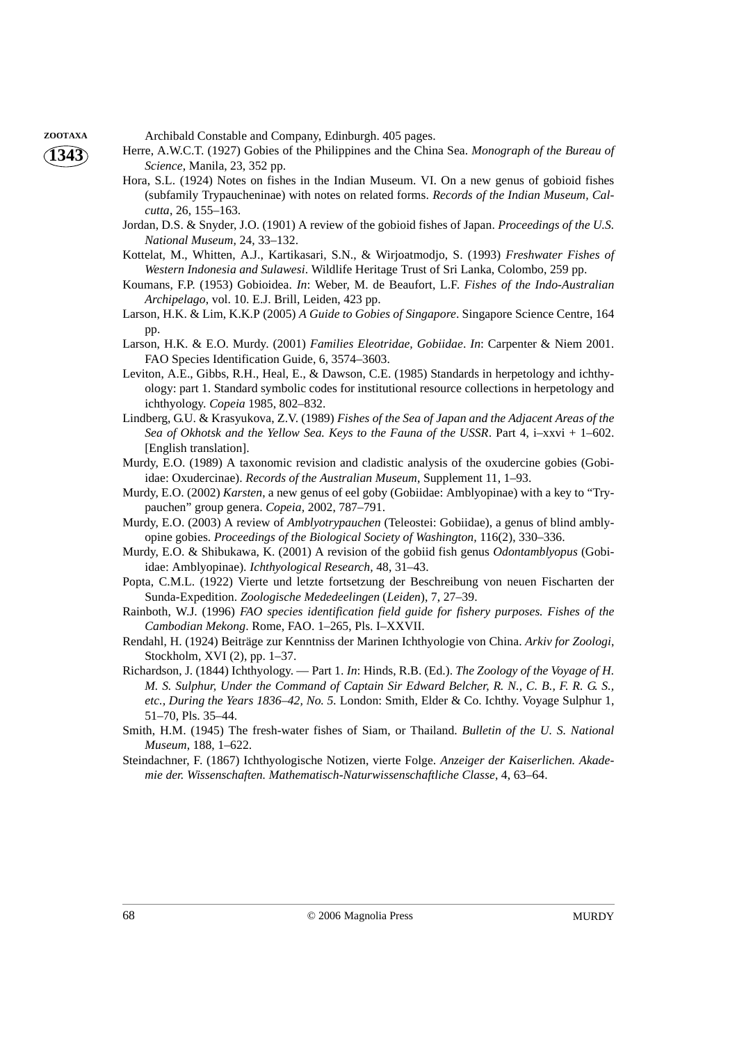Archibald Constable and Company, Edinburgh. 405 pages.

Herre, A.W.C.T. (1927) Gobies of the Philippines and the China Sea. *Monograph of the Bureau of Science*, Manila, 23, 352 pp.

Hora, S.L. (1924) Notes on fishes in the Indian Museum. VI. On a new genus of gobioid fishes (subfamily Trypaucheninae) with notes on related forms. *Records of the Indian Museum, Calcutta*, 26, 155–163.

Jordan, D.S. & Snyder, J.O. (1901) A review of the gobioid fishes of Japan. *Proceedings of the U.S. National Museum*, 24, 33–132.

Kottelat, M., Whitten, A.J., Kartikasari, S.N., & Wirjoatmodjo, S. (1993) *Freshwater Fishes of Western Indonesia and Sulawesi*. Wildlife Heritage Trust of Sri Lanka, Colombo, 259 pp.

Koumans, F.P. (1953) Gobioidea. *In*: Weber, M. de Beaufort, L.F. *Fishes of the Indo-Australian Archipelago*, vol. 10. E.J. Brill, Leiden, 423 pp.

Larson, H.K. & Lim, K.K.P (2005) *A Guide to Gobies of Singapore*. Singapore Science Centre, 164 pp.

Larson, H.K. & E.O. Murdy. (2001) *Families Eleotridae, Gobiidae*. *In*: Carpenter & Niem 2001. FAO Species Identification Guide, 6, 3574–3603.

Leviton, A.E., Gibbs, R.H., Heal, E., & Dawson, C.E. (1985) Standards in herpetology and ichthyology: part 1. Standard symbolic codes for institutional resource collections in herpetology and ichthyology. *Copeia* 1985, 802–832.

Lindberg, G.U. & Krasyukova, Z.V. (1989) *Fishes of the Sea of Japan and the Adjacent Areas of the Sea of Okhotsk and the Yellow Sea. Keys to the Fauna of the USSR*. Part 4, i–xxvi + 1–602. [English translation].

Murdy, E.O. (1989) A taxonomic revision and cladistic analysis of the oxudercine gobies (Gobiidae: Oxudercinae). *Records of the Australian Museum*, Supplement 11, 1–93.

Murdy, E.O. (2002) *Karsten*, a new genus of eel goby (Gobiidae: Amblyopinae) with a key to "Trypauchen" group genera. *Copeia*, 2002, 787–791.

Murdy, E.O. (2003) A review of *Amblyotrypauchen* (Teleostei: Gobiidae), a genus of blind amblyopine gobies. *Proceedings of the Biological Society of Washington*, 116(2), 330–336.

Murdy, E.O. & Shibukawa, K. (2001) A revision of the gobiid fish genus *Odontamblyopus* (Gobiidae: Amblyopinae). *Ichthyological Research*, 48, 31–43.

Popta, C.M.L. (1922) Vierte und letzte fortsetzung der Beschreibung von neuen Fischarten der Sunda-Expedition. *Zoologische Mededeelingen* (*Leiden*), 7, 27–39.

Rainboth, W.J. (1996) *FAO species identification field guide for fishery purposes. Fishes of the Cambodian Mekong*. Rome, FAO. 1–265, Pls. I–XXVII.

Rendahl, H. (1924) Beiträge zur Kenntniss der Marinen Ichthyologie von China. *Arkiv for Zoologi*, Stockholm, XVI (2), pp. 1–37.

Richardson, J. (1844) Ichthyology. — Part 1. *In*: Hinds, R.B. (Ed.). *The Zoology of the Voyage of H. M. S. Sulphur, Under the Command of Captain Sir Edward Belcher, R. N., C. B., F. R. G. S., etc., During the Years 1836–42, No. 5*. London: Smith, Elder & Co. Ichthy. Voyage Sulphur 1, 51–70, Pls. 35–44.

Smith, H.M. (1945) The fresh-water fishes of Siam, or Thailand. *Bulletin of the U. S. National Museum*, 188, 1–622.

Steindachner, F. (1867) Ichthyologische Notizen, vierte Folge. *Anzeiger der Kaiserlichen. Akademie der. Wissenschaften. Mathematisch-Naturwissenschaftliche Classe*, 4, 63–64.